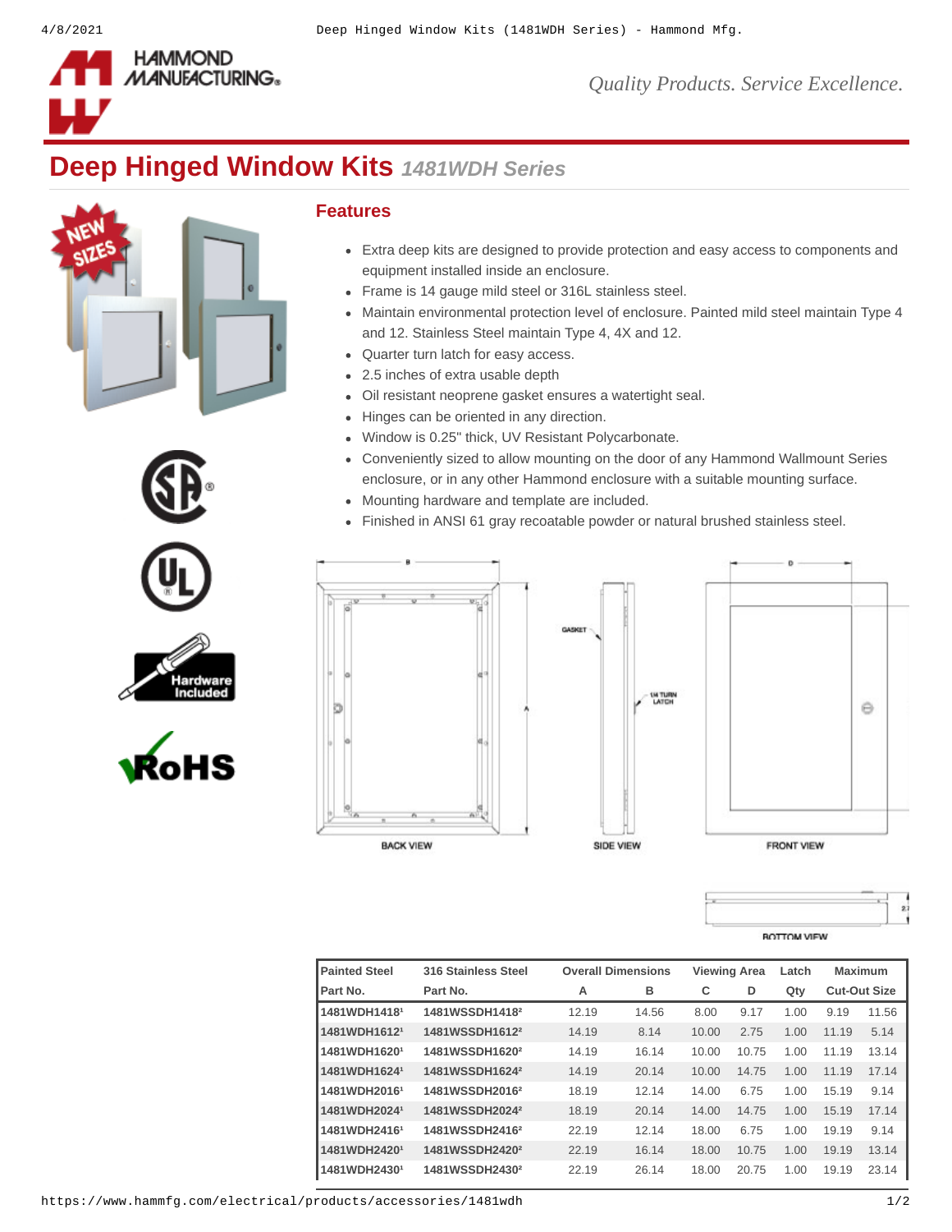# Deep Hinged Window Kits *1481WDH Series*

## Features

- Extra deep kits are designed to provide protection and easy access to components and equipment installed inside an enclosure.
- Frame is 14 gauge mild steel or 316L stainless steel.
- Maintain environmental protection level of enclosure. Painted mild steel maintain Type 4 and 12. Stainless Steel maintain Type 4, 4X and 12.
- Quarter turn latch for easy access.
- 2.5 inches of extra usable depth
- Oil resistant neoprene gasket ensures a watertight seal.
- Hinges can be oriented in any direction.
- Window is 0.25" thick, UV Resistant Polycarbonate.
- Conveniently sized to allow mounting on the door of any Hammond Wallmount Series enclosure, or in any other Hammond enclosure with a suitable mounting surface.
- Mounting hardware and template are included.
- Finished in ANSI 61 gray recoatable powder or natural brushed stainless steel.

| Painted Steel | 316 Stainless Steel | Overall Dimensions | | Viewing Area | | Latch | Maximum | |
|---|---|---|---|---|---|---|---|---|
| Part No. | Part No. | A | B | C | D | Qty | Cut-Out Size | |
| 1481WDH1418[1] | 1481WSSDH1418[2] | 12.19 | 14.56 | 8.00 | 9.17 | 1.00 | 9.19 | 11.56 |
| 1481WDH1612[1] | 1481WSSDH1612[2] | 14.19 | 8.14 | 10.00 | 2.75 | 1.00 | 11.19 | 5.14 |
| 1481WDH1620[1] | 1481WSSDH1620[2] | 14.19 | 16.14 | 10.00 | 10.75 | 1.00 | 11.19 | 13.14 |
| 1481WDH1624[1] | 1481WSSDH1624[2] | 14.19 | 20.14 | 10.00 | 14.75 | 1.00 | 11.19 | 17.14 |
| 1481WDH2016[1] | 1481WSSDH2016[2] | 18.19 | 12.14 | 14.00 | 6.75 | 1.00 | 15.19 | 9.14 |
| 1481WDH2024[1] | 1481WSSDH2024[2] | 18.19 | 20.14 | 14.00 | 14.75 | 1.00 | 15.19 | 17.14 |
| 1481WDH2416[1] | 1481WSSDH2416[2] | 22.19 | 12.14 | 18.00 | 6.75 | 1.00 | 19.19 | 9.14 |
| 1481WDH2420[1] | 1481WSSDH2420[2] | 22.19 | 16.14 | 18.00 | 10.75 | 1.00 | 19.19 | 13.14 |
| 1481WDH2430[1] | 1481WSSDH2430[2] | 22.19 | 26.14 | 18.00 | 20.75 | 1.00 | 19.19 | 23.14 |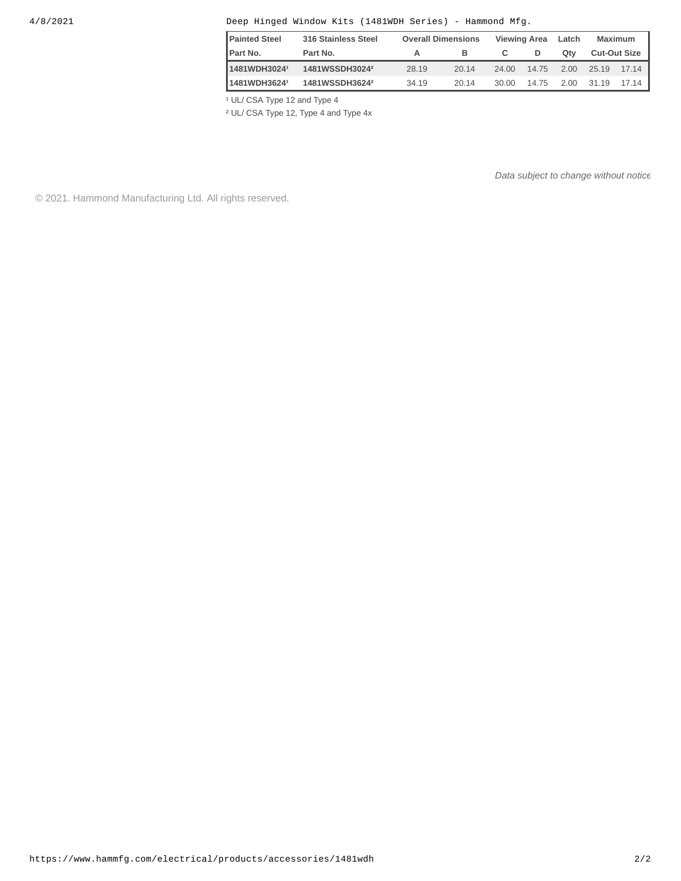| Painted Steel | 316 Stainless Steel | Overall Dimensions | | Viewing Area | | Latch | Maximum | |
|---|---|---|---|---|---|---|---|---|
| Part No. | Part No. | A | B | C | D | Qty | Cut-Out Size | |
| **1481WDH3024**[1] | **1481WSSDH3024**[2] | 28.19 | 20.14 | 24.00 | 14.75 | 2.00 | 25.19 | 17.14 |
| **1481WDH3624**[1] | **1481WSSDH3624**[2] | 34.19 | 20.14 | 30.00 | 14.75 | 2.00 | 31.19 | 17.14 |

[1] UL/ CSA Type 12 and Type 4

[2] UL/ CSA Type 12, Type 4 and Type 4x

*Data subject to change without notice*

© 2021. Hammond Manufacturing Ltd. All rights reserved.